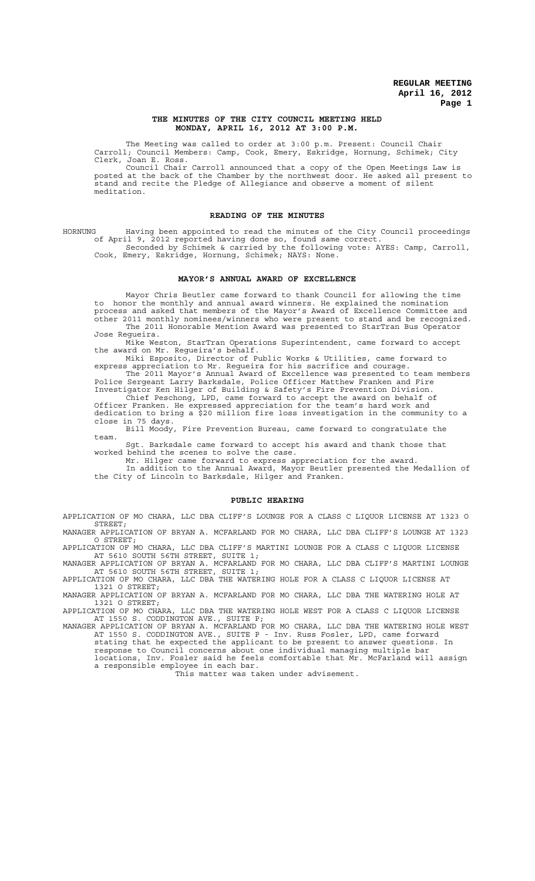# THE MINUTES OF THE CITY COUNCIL MEETING HELD MONDAY, APRIL 16, 2012 AT 3:00 P.M.

The Meeting was called to order at 3:00 p.m. Present: Council Chair Carroll; Council Members: Camp, Cook, Emery, Eskridge, Hornung, Schimek; City Clerk, Joan E. Ross.

Council Chair Carroll announced that a copy of the Open Meetings Law is posted at the back of the Chamber by the northwest door. He asked all present to stand and recite the Pledge of Allegiance and observe a moment of silent meditation.

## READING OF THE MINUTES

HORNUNG Having been appointed to read the minutes of the City Council proceedings of April 9, 2012 reported having done so, found same correct.

Seconded by Schimek & carried by the following vote: AYES: Camp, Carroll, Cook, Emery, Eskridge, Hornung, Schimek; NAYS: None.

## MAYOR'S ANNUAL AWARD OF EXCELLENCE

Mayor Chris Beutler came forward to thank Council for allowing the time to honor the monthly and annual award winners. He explained the nomination process and asked that members of the Mayor's Award of Excellence Committee and other 2011 monthly nominees/winners who were present to stand and be recognized.

The 2011 Honorable Mention Award was presented to StarTran Bus Operator Jose Regueira.

Mike Weston, StarTran Operations Superintendent, came forward to accept the award on Mr. Regueira's behalf.

Miki Esposito, Director of Public Works & Utilities, came forward to express appreciation to Mr. Regueira for his sacrifice and courage.

The 2011 Mayor's Annual Award of Excellence was presented to team members Police Sergeant Larry Barksdale, Police Officer Matthew Franken and Fire Investigator Ken Hilger of Building & Safety's Fire Prevention Division.

Chief Peschong, LPD, came forward to accept the award on behalf of Officer Franken. He expressed appreciation for the team's hard work and dedication to bring a $20 million fire loss investigation in the community to a close in 75 days.

Bill Moody, Fire Prevention Bureau, came forward to congratulate the team.

Sgt. Barksdale came forward to accept his award and thank those that worked behind the scenes to solve the case.

Mr. Hilger came forward to express appreciation for the award.

In addition to the Annual Award, Mayor Beutler presented the Medallion of the City of Lincoln to Barksdale, Hilger and Franken.

## PUBLIC HEARING

APPLICATION OF MO CHARA, LLC DBA CLIFF'S LOUNGE FOR A CLASS C LIQUOR LICENSE AT 1323 O STREET;

MANAGER APPLICATION OF BRYAN A. MCFARLAND FOR MO CHARA, LLC DBA CLIFF'S LOUNGE AT 1323 O STREET;

APPLICATION OF MO CHARA, LLC DBA CLIFF'S MARTINI LOUNGE FOR A CLASS C LIQUOR LICENSE AT 5610 SOUTH 56TH STREET, SUITE 1;

MANAGER APPLICATION OF BRYAN A. MCFARLAND FOR MO CHARA, LLC DBA CLIFF'S MARTINI LOUNGE AT 5610 SOUTH 56TH STREET, SUITE 1;

APPLICATION OF MO CHARA, LLC DBA THE WATERING HOLE FOR A CLASS C LIQUOR LICENSE AT 1321 O STREET;

MANAGER APPLICATION OF BRYAN A. MCFARLAND FOR MO CHARA, LLC DBA THE WATERING HOLE AT 1321 O STREET;

APPLICATION OF MO CHARA, LLC DBA THE WATERING HOLE WEST FOR A CLASS C LIQUOR LICENSE AT 1550 S. CODDINGTON AVE., SUITE P;

MANAGER APPLICATION OF BRYAN A. MCFARLAND FOR MO CHARA, LLC DBA THE WATERING HOLE WEST AT 1550 S. CODDINGTON AVE., SUITE P - Inv. Russ Fosler, LPD, came forward stating that he expected the applicant to be present to answer questions. In response to Council concerns about one individual managing multiple bar locations, Inv. Fosler said he feels comfortable that Mr. McFarland will assign a responsible employee in each bar.

This matter was taken under advisement.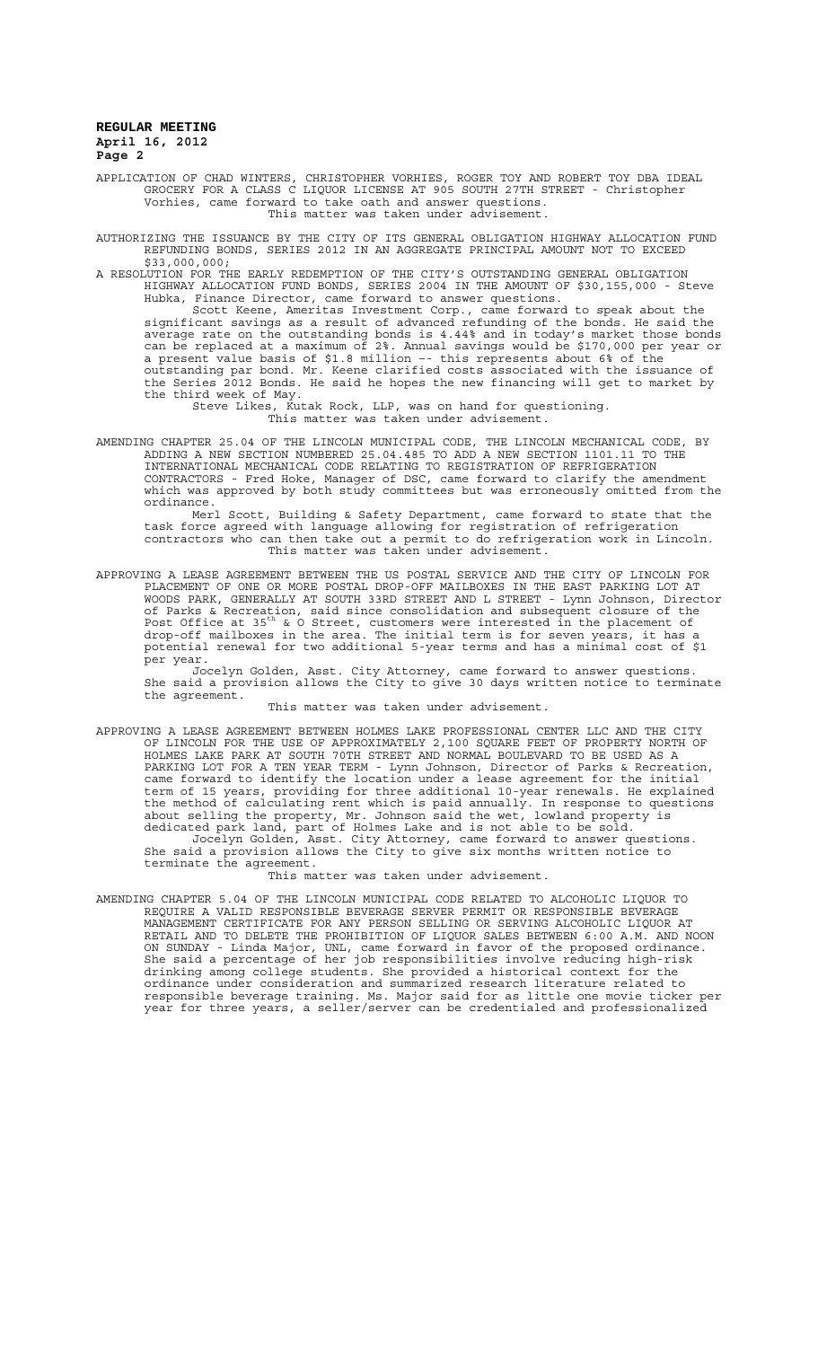APPLICATION OF CHAD WINTERS, CHRISTOPHER VORHIES, ROGER TOY AND ROBERT TOY DBA IDEAL GROCERY FOR A CLASS C LIQUOR LICENSE AT 905 SOUTH 27TH STREET - Christopher Vorhies, came forward to take oath and answer questions.
This matter was taken under advisement.

AUTHORIZING THE ISSUANCE BY THE CITY OF ITS GENERAL OBLIGATION HIGHWAY ALLOCATION FUND REFUNDING BONDS, SERIES 2012 IN AN AGGREGATE PRINCIPAL AMOUNT NOT TO EXCEED $33,000,000;

A RESOLUTION FOR THE EARLY REDEMPTION OF THE CITY'S OUTSTANDING GENERAL OBLIGATION HIGHWAY ALLOCATION FUND BONDS, SERIES 2004 IN THE AMOUNT OF $30,155,000 - Steve Hubka, Finance Director, came forward to answer questions.

Scott Keene, Ameritas Investment Corp., came forward to speak about the significant savings as a result of advanced refunding of the bonds. He said the average rate on the outstanding bonds is 4.44% and in today's market those bonds can be replaced at a maximum of 2%. Annual savings would be $170,000 per year or a present value basis of $1.8 million -- this represents about 6% of the outstanding par bond. Mr. Keene clarified costs associated with the issuance of the Series 2012 Bonds. He said he hopes the new financing will get to market by the third week of May.

Steve Likes, Kutak Rock, LLP, was on hand for questioning.
This matter was taken under advisement.

AMENDING CHAPTER 25.04 OF THE LINCOLN MUNICIPAL CODE, THE LINCOLN MECHANICAL CODE, BY ADDING A NEW SECTION NUMBERED 25.04.485 TO ADD A NEW SECTION 1101.11 TO THE INTERNATIONAL MECHANICAL CODE RELATING TO REGISTRATION OF REFRIGERATION CONTRACTORS - Fred Hoke, Manager of DSC, came forward to clarify the amendment which was approved by both study committees but was erroneously omitted from the ordinance.

Merl Scott, Building & Safety Department, came forward to state that the task force agreed with language allowing for registration of refrigeration contractors who can then take out a permit to do refrigeration work in Lincoln.
This matter was taken under advisement.

APPROVING A LEASE AGREEMENT BETWEEN THE US POSTAL SERVICE AND THE CITY OF LINCOLN FOR PLACEMENT OF ONE OR MORE POSTAL DROP-OFF MAILBOXES IN THE EAST PARKING LOT AT WOODS PARK, GENERALLY AT SOUTH 33RD STREET AND L STREET - Lynn Johnson, Director of Parks & Recreation, said since consolidation and subsequent closure of the Post Office at 35th & O Street, customers were interested in the placement of drop-off mailboxes in the area. The initial term is for seven years, it has a potential renewal for two additional 5-year terms and has a minimal cost of $1 per year.

Jocelyn Golden, Asst. City Attorney, came forward to answer questions. She said a provision allows the City to give 30 days written notice to terminate the agreement.
This matter was taken under advisement.

APPROVING A LEASE AGREEMENT BETWEEN HOLMES LAKE PROFESSIONAL CENTER LLC AND THE CITY OF LINCOLN FOR THE USE OF APPROXIMATELY 2,100 SQUARE FEET OF PROPERTY NORTH OF HOLMES LAKE PARK AT SOUTH 70TH STREET AND NORMAL BOULEVARD TO BE USED AS A PARKING LOT FOR A TEN YEAR TERM - Lynn Johnson, Director of Parks & Recreation, came forward to identify the location under a lease agreement for the initial term of 15 years, providing for three additional 10-year renewals. He explained the method of calculating rent which is paid annually. In response to questions about selling the property, Mr. Johnson said the wet, lowland property is dedicated park land, part of Holmes Lake and is not able to be sold.

Jocelyn Golden, Asst. City Attorney, came forward to answer questions. She said a provision allows the City to give six months written notice to terminate the agreement.
This matter was taken under advisement.

AMENDING CHAPTER 5.04 OF THE LINCOLN MUNICIPAL CODE RELATED TO ALCOHOLIC LIQUOR TO REQUIRE A VALID RESPONSIBLE BEVERAGE SERVER PERMIT OR RESPONSIBLE BEVERAGE MANAGEMENT CERTIFICATE FOR ANY PERSON SELLING OR SERVING ALCOHOLIC LIQUOR AT RETAIL AND TO DELETE THE PROHIBITION OF LIQUOR SALES BETWEEN 6:00 A.M. AND NOON ON SUNDAY - Linda Major, UNL, came forward in favor of the proposed ordinance. She said a percentage of her job responsibilities involve reducing high-risk drinking among college students. She provided a historical context for the ordinance under consideration and summarized research literature related to responsible beverage training. Ms. Major said for as little one movie ticker per year for three years, a seller/server can be credentialed and professionalized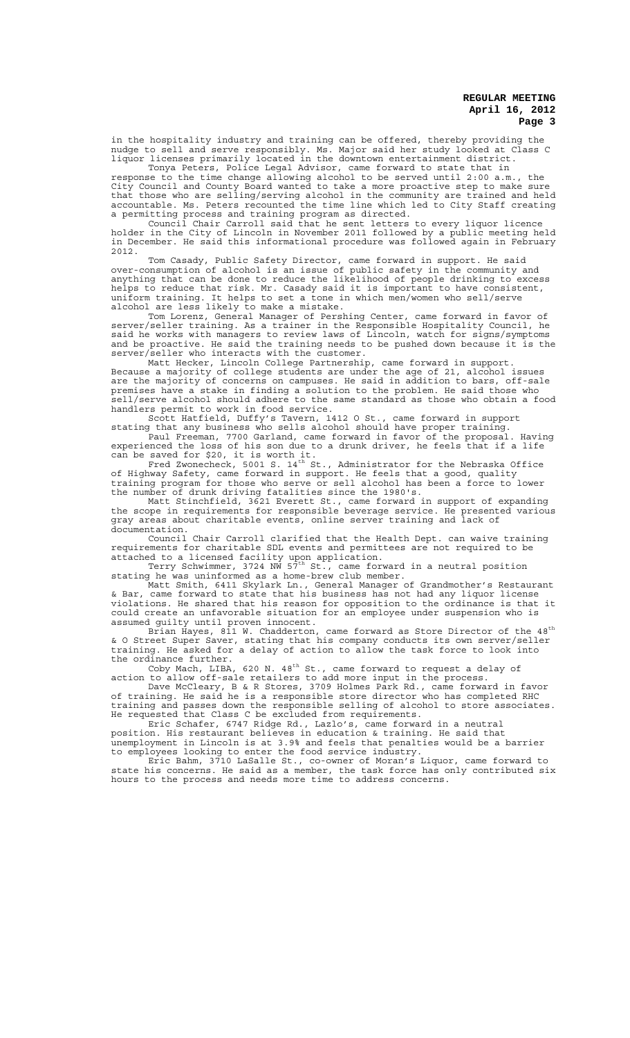in the hospitality industry and training can be offered, thereby providing the nudge to sell and serve responsibly. Ms. Major said her study looked at Class C liquor licenses primarily located in the downtown entertainment district.

Tonya Peters, Police Legal Advisor, came forward to state that in response to the time change allowing alcohol to be served until 2:00 a.m., the City Council and County Board wanted to take a more proactive step to make sure that those who are selling/serving alcohol in the community are trained and held accountable. Ms. Peters recounted the time line which led to City Staff creating a permitting process and training program as directed.

Council Chair Carroll said that he sent letters to every liquor licence holder in the City of Lincoln in November 2011 followed by a public meeting held in December. He said this informational procedure was followed again in February 2012.

Tom Casady, Public Safety Director, came forward in support. He said over-consumption of alcohol is an issue of public safety in the community and anything that can be done to reduce the likelihood of people drinking to excess helps to reduce that risk. Mr. Casady said it is important to have consistent, uniform training. It helps to set a tone in which men/women who sell/serve alcohol are less likely to make a mistake.

Tom Lorenz, General Manager of Pershing Center, came forward in favor of server/seller training. As a trainer in the Responsible Hospitality Council, he said he works with managers to review laws of Lincoln, watch for signs/symptoms and be proactive. He said the training needs to be pushed down because it is the server/seller who interacts with the customer.

Matt Hecker, Lincoln College Partnership, came forward in support. Because a majority of college students are under the age of 21, alcohol issues are the majority of concerns on campuses. He said in addition to bars, off-sale premises have a stake in finding a solution to the problem. He said those who sell/serve alcohol should adhere to the same standard as those who obtain a food handlers permit to work in food service.

Scott Hatfield, Duffy's Tavern, 1412 O St., came forward in support stating that any business who sells alcohol should have proper training.

Paul Freeman, 7700 Garland, came forward in favor of the proposal. Having experienced the loss of his son due to a drunk driver, he feels that if a life can be saved for $20, it is worth it.

Fred Zwonecheck, 5001 S. 14th St., Administrator for the Nebraska Office of Highway Safety, came forward in support. He feels that a good, quality training program for those who serve or sell alcohol has been a force to lower the number of drunk driving fatalities since the 1980's.

Matt Stinchfield, 3621 Everett St., came forward in support of expanding the scope in requirements for responsible beverage service. He presented various gray areas about charitable events, online server training and lack of documentation.

Council Chair Carroll clarified that the Health Dept. can waive training requirements for charitable SDL events and permittees are not required to be attached to a licensed facility upon application.

Terry Schwimmer, 3724 NW 57th St., came forward in a neutral position stating he was uninformed as a home-brew club member.

Matt Smith, 6411 Skylark Ln., General Manager of Grandmother's Restaurant & Bar, came forward to state that his business has not had any liquor license violations. He shared that his reason for opposition to the ordinance is that it could create an unfavorable situation for an employee under suspension who is assumed guilty until proven innocent.

Brian Hayes, 811 W. Chadderton, came forward as Store Director of the 48th & O Street Super Saver, stating that his company conducts its own server/seller training. He asked for a delay of action to allow the task force to look into the ordinance further.

Coby Mach, LIBA, 620 N. 48th St., came forward to request a delay of action to allow off-sale retailers to add more input in the process.

Dave McCleary, B & R Stores, 3709 Holmes Park Rd., came forward in favor of training. He said he is a responsible store director who has completed RHC training and passes down the responsible selling of alcohol to store associates. He requested that Class C be excluded from requirements.

Eric Schafer, 6747 Ridge Rd., Lazlo's, came forward in a neutral position. His restaurant believes in education & training. He said that unemployment in Lincoln is at 3.9% and feels that penalties would be a barrier to employees looking to enter the food service industry.

Eric Bahm, 3710 LaSalle St., co-owner of Moran's Liquor, came forward to state his concerns. He said as a member, the task force has only contributed six hours to the process and needs more time to address concerns.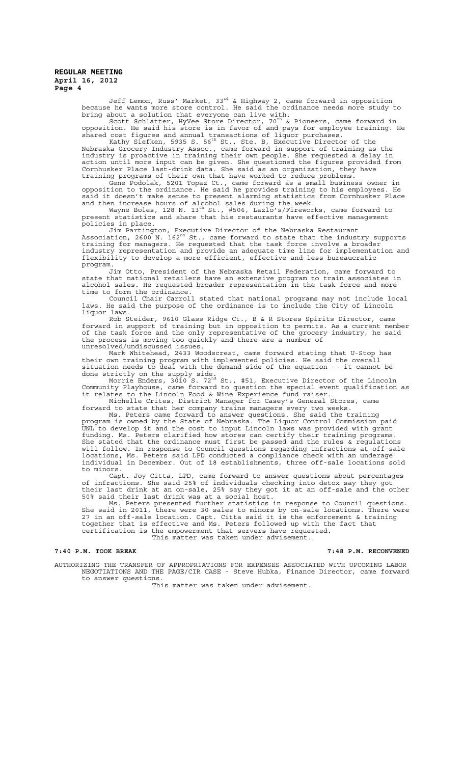Jeff Lemon, Russ' Market, 33rd & Highway 2, came forward in opposition because he wants more store control. He said the ordinance needs more study to bring about a solution that everyone can live with.

Scott Schlatter, HyVee Store Director, 70th & Pioneers, came forward in opposition. He said his store is in favor of and pays for employee training. He shared cost figures and annual transactions of liquor purchases.

Kathy Siefken, 5935 S. 56th St., Ste. B, Executive Director of the Nebraska Grocery Industry Assoc., came forward in support of training as the industry is proactive in training their own people. She requested a delay in action until more input can be given. She questioned the figures provided from Cornhusker Place last-drink data. She said as an organization, they have training programs of their own that have worked to reduce problems.

Gene Podolak, 5201 Topaz Ct., came forward as a small business owner in opposition to the ordinance. He said he provides training to his employees. He said it doesn't make sense to present alarming statistics from Cornhusker Place and then increase hours of alcohol sales during the week.

Wayne Boles, 128 N. 13th St., #506, Lazlo's/Fireworks, came forward to present statistics and share that his restaurants have effective management policies in place.

Jim Partington, Executive Director of the Nebraska Restaurant Association, 2600 N. 162nd St., came forward to state that the industry supports training for managers. He requested that the task force involve a broader industry representation and provide an adequate time line for implementation and flexibility to develop a more efficient, effective and less bureaucratic program.

Jim Otto, President of the Nebraska Retail Federation, came forward to state that national retailers have an extensive program to train associates in alcohol sales. He requested broader representation in the task force and more time to form the ordinance.

Council Chair Carroll stated that national programs may not include local laws. He said the purpose of the ordinance is to include the City of Lincoln liquor laws.

Rob Steider, 9610 Glass Ridge Ct., B & R Stores Spirits Director, came forward in support of training but in opposition to permits. As a current member of the task force and the only representative of the grocery industry, he said the process is moving too quickly and there are a number of unresolved/undiscussed issues.

Mark Whitehead, 2433 Woodscrest, came forward stating that U-Stop has their own training program with implemented policies. He said the overall situation needs to deal with the demand side of the equation -- it cannot be done strictly on the supply side.

Morrie Enders, 3010 S. 72nd St., #51, Executive Director of the Lincoln Community Playhouse, came forward to question the special event qualification as it relates to the Lincoln Food & Wine Experience fund raiser.

Michelle Crites, District Manager for Casey's General Stores, came forward to state that her company trains managers every two weeks.

Ms. Peters came forward to answer questions. She said the training program is owned by the State of Nebraska. The Liquor Control Commission paid UNL to develop it and the cost to input Lincoln laws was provided with grant funding. Ms. Peters clarified how stores can certify their training programs. She stated that the ordinance must first be passed and the rules & regulations will follow. In response to Council questions regarding infractions at off-sale locations, Ms. Peters said LPD conducted a compliance check with an underage individual in December. Out of 18 establishments, three off-sale locations sold to minors.

Capt. Joy Citta, LPD, came forward to answer questions about percentages of infractions. She said 25% of individuals checking into detox say they got their last drink at an on-sale, 25% say they got it at an off-sale and the other 50% said their last drink was at a social host.

Ms. Peters presented further statistics in response to Council questions. She said in 2011, there were 30 sales to minors by on-sale locations. There were 27 in an off-sale location. Capt. Citta said it is the enforcement & training together that is effective and Ms. Peters followed up with the fact that certification is the empowerment that servers have requested.

This matter was taken under advisement.

**7:40 P.M. TOOK BREAK** **7:48 P.M. RECONVENED**

AUTHORIZING THE TRANSFER OF APPROPRIATIONS FOR EXPENSES ASSOCIATED WITH UPCOMING LABOR NEGOTIATIONS AND THE PAGE/CIR CASE - Steve Hubka, Finance Director, came forward to answer questions.

This matter was taken under advisement.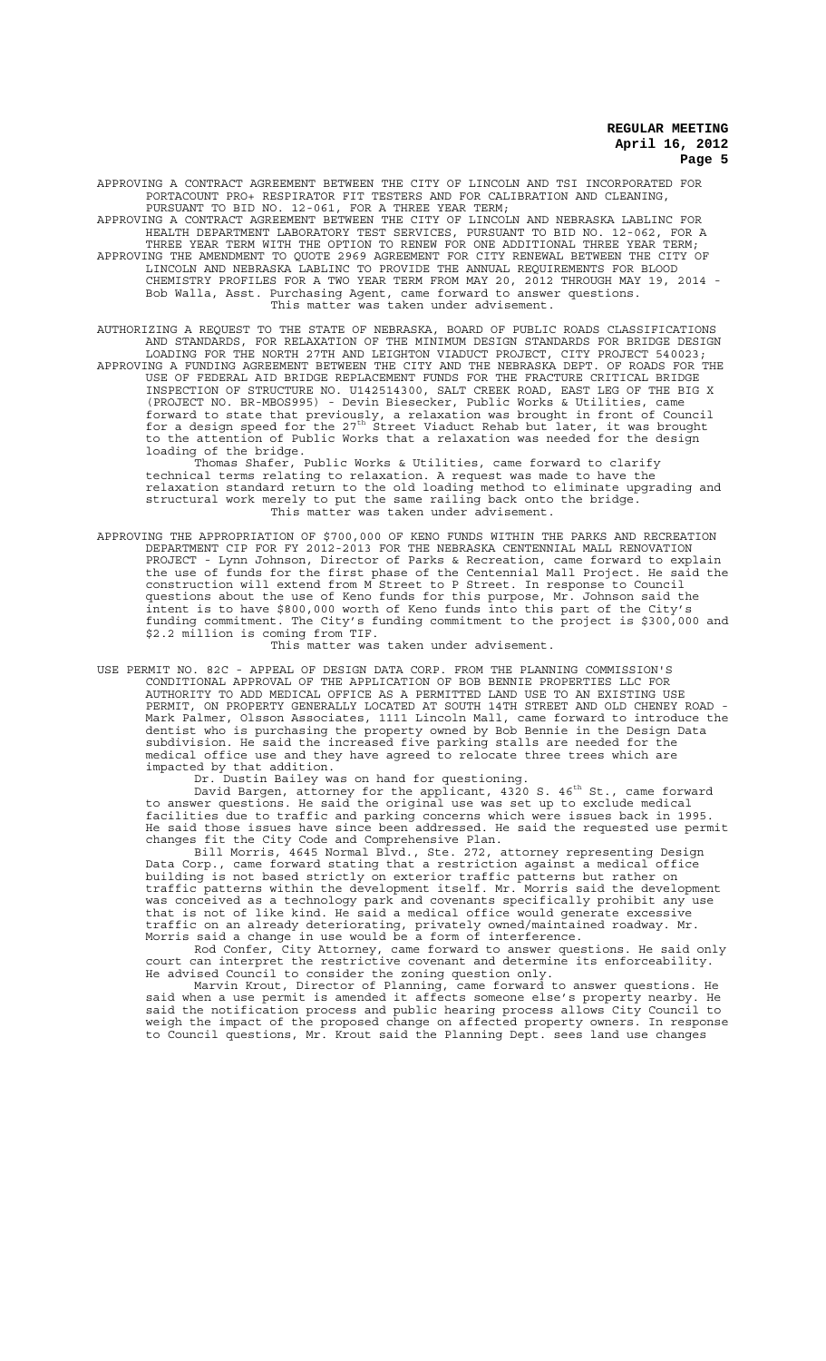APPROVING A CONTRACT AGREEMENT BETWEEN THE CITY OF LINCOLN AND TSI INCORPORATED FOR PORTACOUNT PRO+ RESPIRATOR FIT TESTERS AND FOR CALIBRATION AND CLEANING, PURSUANT TO BID NO. 12-061, FOR A THREE YEAR TERM;

APPROVING A CONTRACT AGREEMENT BETWEEN THE CITY OF LINCOLN AND NEBRASKA LABLINC FOR HEALTH DEPARTMENT LABORATORY TEST SERVICES, PURSUANT TO BID NO. 12-062, FOR A THREE YEAR TERM WITH THE OPTION TO RENEW FOR ONE ADDITIONAL THREE YEAR TERM;

APPROVING THE AMENDMENT TO QUOTE 2969 AGREEMENT FOR CITY RENEWAL BETWEEN THE CITY OF LINCOLN AND NEBRASKA LABLINC TO PROVIDE THE ANNUAL REQUIREMENTS FOR BLOOD CHEMISTRY PROFILES FOR A TWO YEAR TERM FROM MAY 20, 2012 THROUGH MAY 19, 2014 - Bob Walla, Asst. Purchasing Agent, came forward to answer questions.

This matter was taken under advisement.

AUTHORIZING A REQUEST TO THE STATE OF NEBRASKA, BOARD OF PUBLIC ROADS CLASSIFICATIONS AND STANDARDS, FOR RELAXATION OF THE MINIMUM DESIGN STANDARDS FOR BRIDGE DESIGN LOADING FOR THE NORTH 27TH AND LEIGHTON VIADUCT PROJECT, CITY PROJECT 540023;

APPROVING A FUNDING AGREEMENT BETWEEN THE CITY AND THE NEBRASKA DEPT. OF ROADS FOR THE USE OF FEDERAL AID BRIDGE REPLACEMENT FUNDS FOR THE FRACTURE CRITICAL BRIDGE INSPECTION OF STRUCTURE NO. U142514300, SALT CREEK ROAD, EAST LEG OF THE BIG X (PROJECT NO. BR-MBOS995) - Devin Biesecker, Public Works & Utilities, came forward to state that previously, a relaxation was brought in front of Council for a design speed for the 27th Street Viaduct Rehab but later, it was brought to the attention of Public Works that a relaxation was needed for the design loading of the bridge.

Thomas Shafer, Public Works & Utilities, came forward to clarify technical terms relating to relaxation. A request was made to have the relaxation standard return to the old loading method to eliminate upgrading and structural work merely to put the same railing back onto the bridge.

This matter was taken under advisement.

APPROVING THE APPROPRIATION OF $700,000 OF KENO FUNDS WITHIN THE PARKS AND RECREATION DEPARTMENT CIP FOR FY 2012-2013 FOR THE NEBRASKA CENTENNIAL MALL RENOVATION PROJECT - Lynn Johnson, Director of Parks & Recreation, came forward to explain the use of funds for the first phase of the Centennial Mall Project. He said the construction will extend from M Street to P Street. In response to Council questions about the use of Keno funds for this purpose, Mr. Johnson said the intent is to have $800,000 worth of Keno funds into this part of the City's funding commitment. The City's funding commitment to the project is $300,000 and $2.2 million is coming from TIF.

This matter was taken under advisement.

USE PERMIT NO. 82C - APPEAL OF DESIGN DATA CORP. FROM THE PLANNING COMMISSION'S CONDITIONAL APPROVAL OF THE APPLICATION OF BOB BENNIE PROPERTIES LLC FOR AUTHORITY TO ADD MEDICAL OFFICE AS A PERMITTED LAND USE TO AN EXISTING USE PERMIT, ON PROPERTY GENERALLY LOCATED AT SOUTH 14TH STREET AND OLD CHENEY ROAD - Mark Palmer, Olsson Associates, 1111 Lincoln Mall, came forward to introduce the dentist who is purchasing the property owned by Bob Bennie in the Design Data subdivision. He said the increased five parking stalls are needed for the medical office use and they have agreed to relocate three trees which are impacted by that addition.

Dr. Dustin Bailey was on hand for questioning.

David Bargen, attorney for the applicant, 4320 S. 46th St., came forward to answer questions. He said the original use was set up to exclude medical facilities due to traffic and parking concerns which were issues back in 1995. He said those issues have since been addressed. He said the requested use permit changes fit the City Code and Comprehensive Plan.

Bill Morris, 4645 Normal Blvd., Ste. 272, attorney representing Design Data Corp., came forward stating that a restriction against a medical office building is not based strictly on exterior traffic patterns but rather on traffic patterns within the development itself. Mr. Morris said the development was conceived as a technology park and covenants specifically prohibit any use that is not of like kind. He said a medical office would generate excessive traffic on an already deteriorating, privately owned/maintained roadway. Mr. Morris said a change in use would be a form of interference.

Rod Confer, City Attorney, came forward to answer questions. He said only court can interpret the restrictive covenant and determine its enforceability. He advised Council to consider the zoning question only.

Marvin Krout, Director of Planning, came forward to answer questions. He said when a use permit is amended it affects someone else's property nearby. He said the notification process and public hearing process allows City Council to weigh the impact of the proposed change on affected property owners. In response to Council questions, Mr. Krout said the Planning Dept. sees land use changes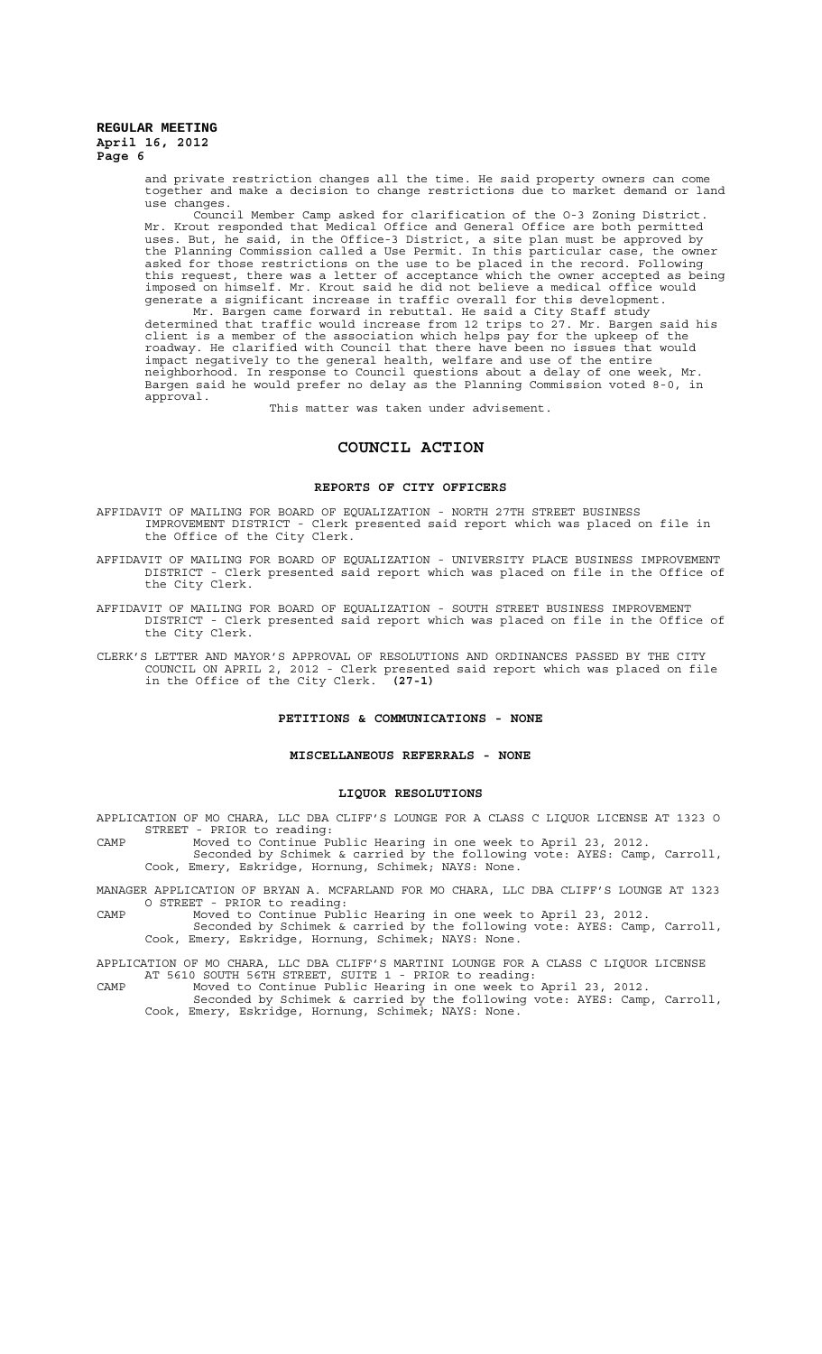and private restriction changes all the time. He said property owners can come together and make a decision to change restrictions due to market demand or land use changes.

Council Member Camp asked for clarification of the O-3 Zoning District. Mr. Krout responded that Medical Office and General Office are both permitted uses. But, he said, in the Office-3 District, a site plan must be approved by the Planning Commission called a Use Permit. In this particular case, the owner asked for those restrictions on the use to be placed in the record. Following this request, there was a letter of acceptance which the owner accepted as being imposed on himself. Mr. Krout said he did not believe a medical office would generate a significant increase in traffic overall for this development.

Mr. Bargen came forward in rebuttal. He said a City Staff study determined that traffic would increase from 12 trips to 27. Mr. Bargen said his client is a member of the association which helps pay for the upkeep of the roadway. He clarified with Council that there have been no issues that would impact negatively to the general health, welfare and use of the entire neighborhood. In response to Council questions about a delay of one week, Mr. Bargen said he would prefer no delay as the Planning Commission voted 8-0, in approval.

This matter was taken under advisement.

# COUNCIL ACTION

## REPORTS OF CITY OFFICERS

AFFIDAVIT OF MAILING FOR BOARD OF EQUALIZATION - NORTH 27TH STREET BUSINESS IMPROVEMENT DISTRICT - Clerk presented said report which was placed on file in the Office of the City Clerk.

AFFIDAVIT OF MAILING FOR BOARD OF EQUALIZATION - UNIVERSITY PLACE BUSINESS IMPROVEMENT DISTRICT - Clerk presented said report which was placed on file in the Office of the City Clerk.

AFFIDAVIT OF MAILING FOR BOARD OF EQUALIZATION - SOUTH STREET BUSINESS IMPROVEMENT DISTRICT - Clerk presented said report which was placed on file in the Office of the City Clerk.

CLERK'S LETTER AND MAYOR'S APPROVAL OF RESOLUTIONS AND ORDINANCES PASSED BY THE CITY COUNCIL ON APRIL 2, 2012 - Clerk presented said report which was placed on file in the Office of the City Clerk. **(27-1)**

## PETITIONS & COMMUNICATIONS - NONE

## MISCELLANEOUS REFERRALS - NONE

## LIQUOR RESOLUTIONS

APPLICATION OF MO CHARA, LLC DBA CLIFF'S LOUNGE FOR A CLASS C LIQUOR LICENSE AT 1323 O STREET - PRIOR to reading:

CAMP Moved to Continue Public Hearing in one week to April 23, 2012.
Seconded by Schimek & carried by the following vote: AYES: Camp, Carroll, Cook, Emery, Eskridge, Hornung, Schimek; NAYS: None.

MANAGER APPLICATION OF BRYAN A. MCFARLAND FOR MO CHARA, LLC DBA CLIFF'S LOUNGE AT 1323 O STREET - PRIOR to reading:

CAMP Moved to Continue Public Hearing in one week to April 23, 2012.
Seconded by Schimek & carried by the following vote: AYES: Camp, Carroll, Cook, Emery, Eskridge, Hornung, Schimek; NAYS: None.

APPLICATION OF MO CHARA, LLC DBA CLIFF'S MARTINI LOUNGE FOR A CLASS C LIQUOR LICENSE AT 5610 SOUTH 56TH STREET, SUITE 1 - PRIOR to reading:

CAMP Moved to Continue Public Hearing in one week to April 23, 2012.
Seconded by Schimek & carried by the following vote: AYES: Camp, Carroll, Cook, Emery, Eskridge, Hornung, Schimek; NAYS: None.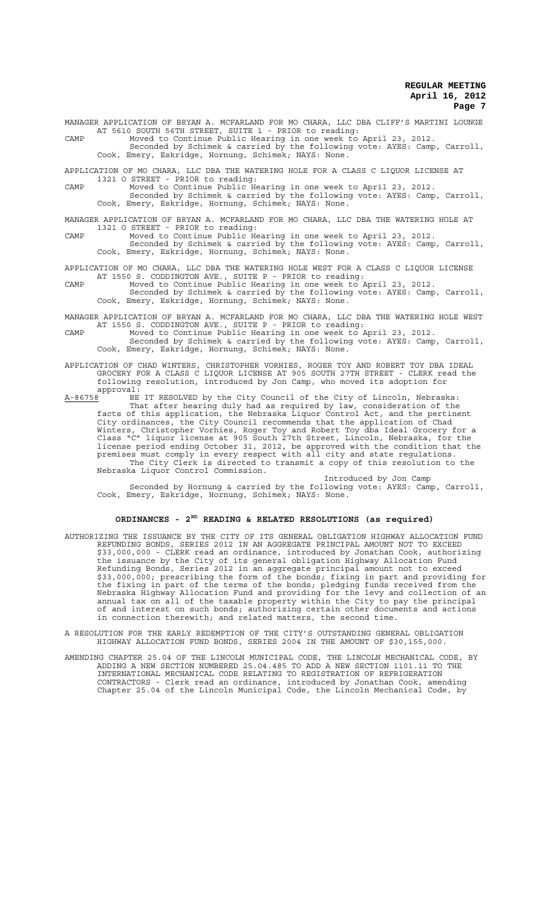MANAGER APPLICATION OF BRYAN A. MCFARLAND FOR MO CHARA, LLC DBA CLIFF'S MARTINI LOUNGE AT 5610 SOUTH 56TH STREET, SUITE 1 - PRIOR to reading:

CAMP Moved to Continue Public Hearing in one week to April 23, 2012.
Seconded by Schimek & carried by the following vote: AYES: Camp, Carroll, Cook, Emery, Eskridge, Hornung, Schimek; NAYS: None.

APPLICATION OF MO CHARA, LLC DBA THE WATERING HOLE FOR A CLASS C LIQUOR LICENSE AT 1321 O STREET - PRIOR to reading:

CAMP Moved to Continue Public Hearing in one week to April 23, 2012.
Seconded by Schimek & carried by the following vote: AYES: Camp, Carroll, Cook, Emery, Eskridge, Hornung, Schimek; NAYS: None.

MANAGER APPLICATION OF BRYAN A. MCFARLAND FOR MO CHARA, LLC DBA THE WATERING HOLE AT 1321 O STREET - PRIOR to reading:

CAMP Moved to Continue Public Hearing in one week to April 23, 2012.
Seconded by Schimek & carried by the following vote: AYES: Camp, Carroll, Cook, Emery, Eskridge, Hornung, Schimek; NAYS: None.

APPLICATION OF MO CHARA, LLC DBA THE WATERING HOLE WEST FOR A CLASS C LIQUOR LICENSE AT 1550 S. CODDINGTON AVE., SUITE P - PRIOR to reading:

CAMP Moved to Continue Public Hearing in one week to April 23, 2012.
Seconded by Schimek & carried by the following vote: AYES: Camp, Carroll, Cook, Emery, Eskridge, Hornung, Schimek; NAYS: None.

MANAGER APPLICATION OF BRYAN A. MCFARLAND FOR MO CHARA, LLC DBA THE WATERING HOLE WEST AT 1550 S. CODDINGTON AVE., SUITE P - PRIOR to reading:

CAMP Moved to Continue Public Hearing in one week to April 23, 2012.
Seconded by Schimek & carried by the following vote: AYES: Camp, Carroll, Cook, Emery, Eskridge, Hornung, Schimek; NAYS: None.

APPLICATION OF CHAD WINTERS, CHRISTOPHER VORHIES, ROGER TOY AND ROBERT TOY DBA IDEAL GROCERY FOR A CLASS C LIQUOR LICENSE AT 905 SOUTH 27TH STREET - CLERK read the following resolution, introduced by Jon Camp, who moved its adoption for approval:

A-86758 BE IT RESOLVED by the City Council of the City of Lincoln, Nebraska:
That after hearing duly had as required by law, consideration of the facts of this application, the Nebraska Liquor Control Act, and the pertinent City ordinances, the City Council recommends that the application of Chad Winters, Christopher Vorhies, Roger Toy and Robert Toy dba Ideal Grocery for a Class "C" liquor license at 905 South 27th Street, Lincoln, Nebraska, for the license period ending October 31, 2012, be approved with the condition that the premises must comply in every respect with all city and state regulations.
The City Clerk is directed to transmit a copy of this resolution to the Nebraska Liquor Control Commission.

Introduced by Jon Camp

Seconded by Hornung & carried by the following vote: AYES: Camp, Carroll, Cook, Emery, Eskridge, Hornung, Schimek; NAYS: None.

## ORDINANCES - 2ND READING & RELATED RESOLUTIONS (as required)

AUTHORIZING THE ISSUANCE BY THE CITY OF ITS GENERAL OBLIGATION HIGHWAY ALLOCATION FUND REFUNDING BONDS, SERIES 2012 IN AN AGGREGATE PRINCIPAL AMOUNT NOT TO EXCEED $33,000,000 - CLERK read an ordinance, introduced by Jonathan Cook, authorizing the issuance by the City of its general obligation Highway Allocation Fund Refunding Bonds, Series 2012 in an aggregate principal amount not to exceed $33,000,000; prescribing the form of the bonds; fixing in part and providing for the fixing in part of the terms of the bonds; pledging funds received from the Nebraska Highway Allocation Fund and providing for the levy and collection of an annual tax on all of the taxable property within the City to pay the principal of and interest on such bonds; authorizing certain other documents and actions in connection therewith; and related matters, the second time.

A RESOLUTION FOR THE EARLY REDEMPTION OF THE CITY'S OUTSTANDING GENERAL OBLIGATION HIGHWAY ALLOCATION FUND BONDS, SERIES 2004 IN THE AMOUNT OF $30,155,000.

AMENDING CHAPTER 25.04 OF THE LINCOLN MUNICIPAL CODE, THE LINCOLN MECHANICAL CODE, BY ADDING A NEW SECTION NUMBERED 25.04.485 TO ADD A NEW SECTION 1101.11 TO THE INTERNATIONAL MECHANICAL CODE RELATING TO REGISTRATION OF REFRIGERATION CONTRACTORS - Clerk read an ordinance, introduced by Jonathan Cook, amending Chapter 25.04 of the Lincoln Municipal Code, the Lincoln Mechanical Code, by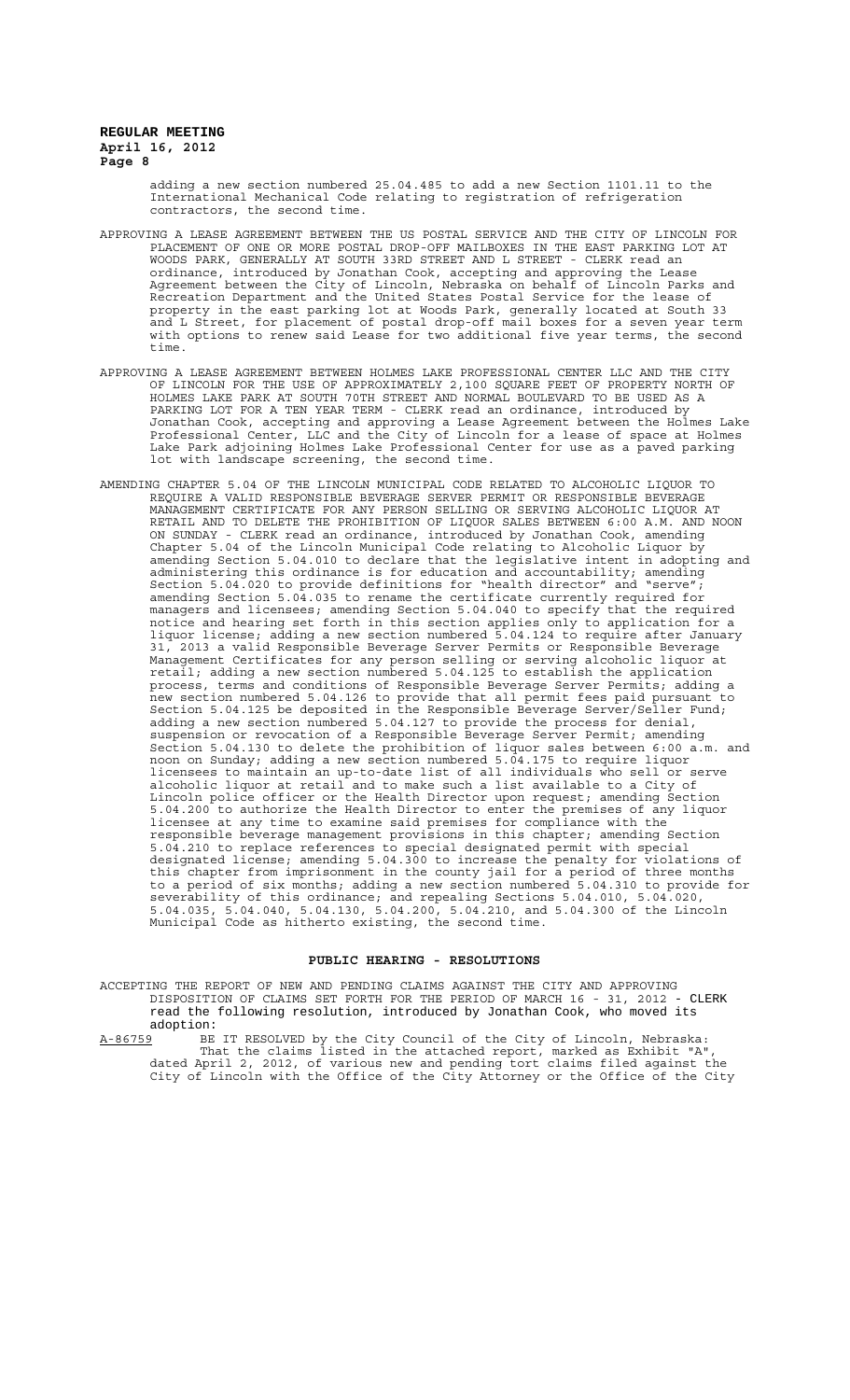adding a new section numbered 25.04.485 to add a new Section 1101.11 to the International Mechanical Code relating to registration of refrigeration contractors, the second time.

APPROVING A LEASE AGREEMENT BETWEEN THE US POSTAL SERVICE AND THE CITY OF LINCOLN FOR PLACEMENT OF ONE OR MORE POSTAL DROP-OFF MAILBOXES IN THE EAST PARKING LOT AT WOODS PARK, GENERALLY AT SOUTH 33RD STREET AND L STREET - CLERK read an ordinance, introduced by Jonathan Cook, accepting and approving the Lease Agreement between the City of Lincoln, Nebraska on behalf of Lincoln Parks and Recreation Department and the United States Postal Service for the lease of property in the east parking lot at Woods Park, generally located at South 33 and L Street, for placement of postal drop-off mail boxes for a seven year term with options to renew said Lease for two additional five year terms, the second time.

APPROVING A LEASE AGREEMENT BETWEEN HOLMES LAKE PROFESSIONAL CENTER LLC AND THE CITY OF LINCOLN FOR THE USE OF APPROXIMATELY 2,100 SQUARE FEET OF PROPERTY NORTH OF HOLMES LAKE PARK AT SOUTH 70TH STREET AND NORMAL BOULEVARD TO BE USED AS A PARKING LOT FOR A TEN YEAR TERM - CLERK read an ordinance, introduced by Jonathan Cook, accepting and approving a Lease Agreement between the Holmes Lake Professional Center, LLC and the City of Lincoln for a lease of space at Holmes Lake Park adjoining Holmes Lake Professional Center for use as a paved parking lot with landscape screening, the second time.

AMENDING CHAPTER 5.04 OF THE LINCOLN MUNICIPAL CODE RELATED TO ALCOHOLIC LIQUOR TO REQUIRE A VALID RESPONSIBLE BEVERAGE SERVER PERMIT OR RESPONSIBLE BEVERAGE MANAGEMENT CERTIFICATE FOR ANY PERSON SELLING OR SERVING ALCOHOLIC LIQUOR AT RETAIL AND TO DELETE THE PROHIBITION OF LIQUOR SALES BETWEEN 6:00 A.M. AND NOON ON SUNDAY - CLERK read an ordinance, introduced by Jonathan Cook, amending Chapter 5.04 of the Lincoln Municipal Code relating to Alcoholic Liquor by amending Section 5.04.010 to declare that the legislative intent in adopting and administering this ordinance is for education and accountability; amending Section 5.04.020 to provide definitions for "health director" and "serve"; amending Section 5.04.035 to rename the certificate currently required for managers and licensees; amending Section 5.04.040 to specify that the required notice and hearing set forth in this section applies only to application for a liquor license; adding a new section numbered 5.04.124 to require after January 31, 2013 a valid Responsible Beverage Server Permits or Responsible Beverage Management Certificates for any person selling or serving alcoholic liquor at retail; adding a new section numbered 5.04.125 to establish the application process, terms and conditions of Responsible Beverage Server Permits; adding a new section numbered 5.04.126 to provide that all permit fees paid pursuant to Section 5.04.125 be deposited in the Responsible Beverage Server/Seller Fund; adding a new section numbered 5.04.127 to provide the process for denial, suspension or revocation of a Responsible Beverage Server Permit; amending Section 5.04.130 to delete the prohibition of liquor sales between 6:00 a.m. and noon on Sunday; adding a new section numbered 5.04.175 to require liquor licensees to maintain an up-to-date list of all individuals who sell or serve alcoholic liquor at retail and to make such a list available to a City of Lincoln police officer or the Health Director upon request; amending Section 5.04.200 to authorize the Health Director to enter the premises of any liquor licensee at any time to examine said premises for compliance with the responsible beverage management provisions in this chapter; amending Section 5.04.210 to replace references to special designated permit with special designated license; amending 5.04.300 to increase the penalty for violations of this chapter from imprisonment in the county jail for a period of three months to a period of six months; adding a new section numbered 5.04.310 to provide for severability of this ordinance; and repealing Sections 5.04.010, 5.04.020, 5.04.035, 5.04.040, 5.04.130, 5.04.200, 5.04.210, and 5.04.300 of the Lincoln Municipal Code as hitherto existing, the second time.

## PUBLIC HEARING - RESOLUTIONS

ACCEPTING THE REPORT OF NEW AND PENDING CLAIMS AGAINST THE CITY AND APPROVING DISPOSITION OF CLAIMS SET FORTH FOR THE PERIOD OF MARCH 16 - 31, 2012 - CLERK read the following resolution, introduced by Jonathan Cook, who moved its adoption:

A-86759 BE IT RESOLVED by the City Council of the City of Lincoln, Nebraska: That the claims listed in the attached report, marked as Exhibit "A", dated April 2, 2012, of various new and pending tort claims filed against the City of Lincoln with the Office of the City Attorney or the Office of the City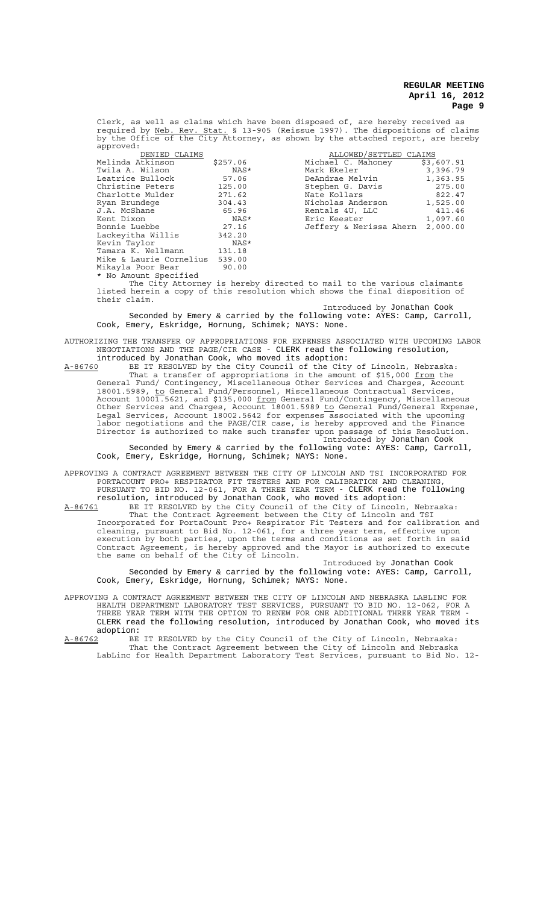Clerk, as well as claims which have been disposed of, are hereby received as required by Neb. Rev. Stat. § 13-905 (Reissue 1997). The dispositions of claims by the Office of the City Attorney, as shown by the attached report, are hereby approved:

| DENIED CLAIMS | | ALLOWED/SETTLED CLAIMS | |
|---|---|---|---|
| Melinda Atkinson | $257.06 | Michael C. Mahoney | $3,607.91 |
| Twila A. Wilson | NAS* | Mark Ekeler | 3,396.79 |
| Leatrice Bullock | 57.06 | DeAndrae Melvin | 1,363.95 |
| Christine Peters | 125.00 | Stephen G. Davis | 275.00 |
| Charlotte Mulder | 271.62 | Nate Kollars | 822.47 |
| Ryan Brundege | 304.43 | Nicholas Anderson | 1,525.00 |
| J.A. McShane | 65.96 | Rentals 4U, LLC | 411.46 |
| Kent Dixon | NAS* | Eric Keester | 1,097.60 |
| Bonnie Luebbe | 27.16 | Jeffery & Nerissa Ahern | 2,000.00 |
| Lackeyitha Willis | 342.20 | | |
| Kevin Taylor | NAS* | | |
| Tamara K. Wellmann | 131.18 | | |
| Mike & Laurie Cornelius | 539.00 | | |
| Mikayla Poor Bear | 90.00 | | |

* No Amount Specified

The City Attorney is hereby directed to mail to the various claimants listed herein a copy of this resolution which shows the final disposition of their claim.

Introduced by Jonathan Cook

Seconded by Emery & carried by the following vote: AYES: Camp, Carroll, Cook, Emery, Eskridge, Hornung, Schimek; NAYS: None.

AUTHORIZING THE TRANSFER OF APPROPRIATIONS FOR EXPENSES ASSOCIATED WITH UPCOMING LABOR NEGOTIATIONS AND THE PAGE/CIR CASE - CLERK read the following resolution, introduced by Jonathan Cook, who moved its adoption:

A-86760 BE IT RESOLVED by the City Council of the City of Lincoln, Nebraska:

That a transfer of appropriations in the amount of $15,000 from the General Fund/ Contingency, Miscellaneous Other Services and Charges, Account 18001.5989, to General Fund/Personnel, Miscellaneous Contractual Services, Account 10001.5621, and $135,000 from General Fund/Contingency, Miscellaneous Other Services and Charges, Account 18001.5989 to General Fund/General Expense, Legal Services, Account 18002.5642 for expenses associated with the upcoming labor negotiations and the PAGE/CIR case, is hereby approved and the Finance Director is authorized to make such transfer upon passage of this Resolution.

Introduced by Jonathan Cook

Seconded by Emery & carried by the following vote: AYES: Camp, Carroll, Cook, Emery, Eskridge, Hornung, Schimek; NAYS: None.

APPROVING A CONTRACT AGREEMENT BETWEEN THE CITY OF LINCOLN AND TSI INCORPORATED FOR PORTACOUNT PRO+ RESPIRATOR FIT TESTERS AND FOR CALIBRATION AND CLEANING, PURSUANT TO BID NO. 12-061, FOR A THREE YEAR TERM - CLERK read the following resolution, introduced by Jonathan Cook, who moved its adoption:

A-86761 BE IT RESOLVED by the City Council of the City of Lincoln, Nebraska:

That the Contract Agreement between the City of Lincoln and TSI Incorporated for PortaCount Pro+ Respirator Fit Testers and for calibration and cleaning, pursuant to Bid No. 12-061, for a three year term, effective upon execution by both parties, upon the terms and conditions as set forth in said Contract Agreement, is hereby approved and the Mayor is authorized to execute the same on behalf of the City of Lincoln.

Introduced by Jonathan Cook

Seconded by Emery & carried by the following vote: AYES: Camp, Carroll, Cook, Emery, Eskridge, Hornung, Schimek; NAYS: None.

APPROVING A CONTRACT AGREEMENT BETWEEN THE CITY OF LINCOLN AND NEBRASKA LABLINC FOR HEALTH DEPARTMENT LABORATORY TEST SERVICES, PURSUANT TO BID NO. 12-062, FOR A THREE YEAR TERM WITH THE OPTION TO RENEW FOR ONE ADDITIONAL THREE YEAR TERM - CLERK read the following resolution, introduced by Jonathan Cook, who moved its adoption:

A-86762 BE IT RESOLVED by the City Council of the City of Lincoln, Nebraska:

That the Contract Agreement between the City of Lincoln and Nebraska LabLinc for Health Department Laboratory Test Services, pursuant to Bid No. 12-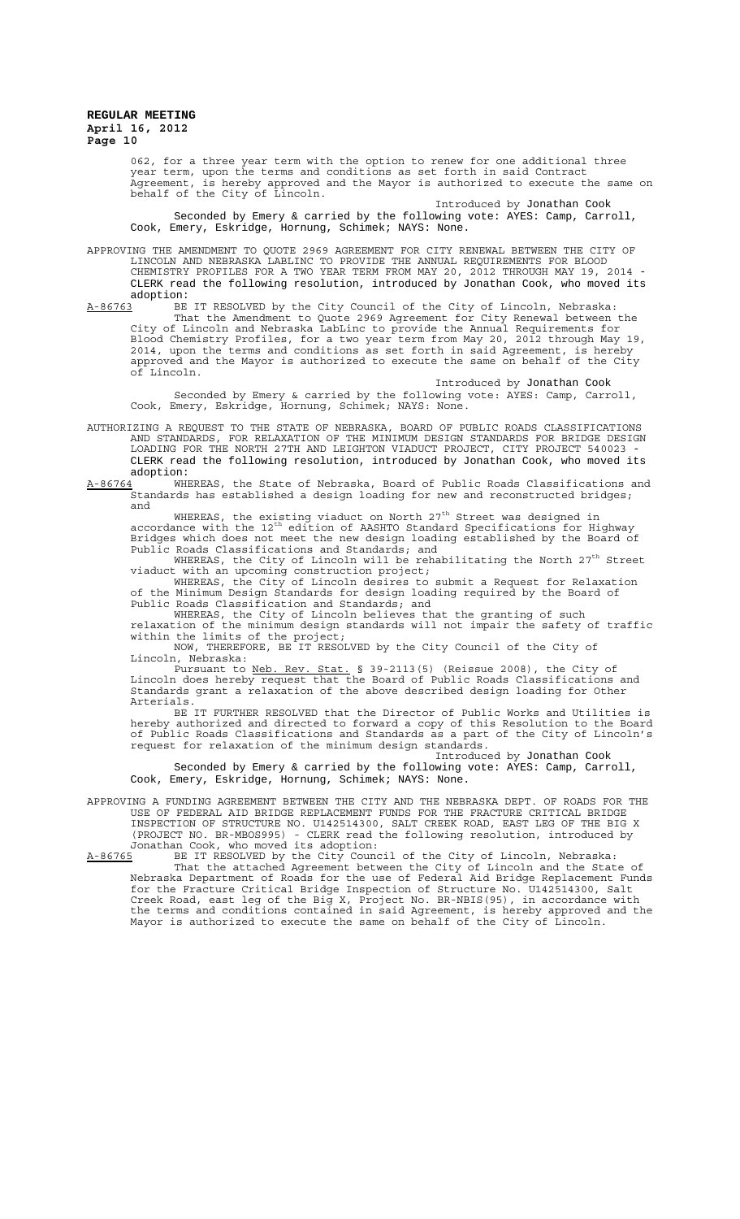062, for a three year term with the option to renew for one additional three year term, upon the terms and conditions as set forth in said Contract Agreement, is hereby approved and the Mayor is authorized to execute the same on behalf of the City of Lincoln.

Introduced by Jonathan Cook

Seconded by Emery & carried by the following vote: AYES: Camp, Carroll, Cook, Emery, Eskridge, Hornung, Schimek; NAYS: None.

APPROVING THE AMENDMENT TO QUOTE 2969 AGREEMENT FOR CITY RENEWAL BETWEEN THE CITY OF LINCOLN AND NEBRASKA LABLINC TO PROVIDE THE ANNUAL REQUIREMENTS FOR BLOOD CHEMISTRY PROFILES FOR A TWO YEAR TERM FROM MAY 20, 2012 THROUGH MAY 19, 2014 - CLERK read the following resolution, introduced by Jonathan Cook, who moved its adoption:

A-86763 BE IT RESOLVED by the City Council of the City of Lincoln, Nebraska:

That the Amendment to Quote 2969 Agreement for City Renewal between the City of Lincoln and Nebraska LabLinc to provide the Annual Requirements for Blood Chemistry Profiles, for a two year term from May 20, 2012 through May 19, 2014, upon the terms and conditions as set forth in said Agreement, is hereby approved and the Mayor is authorized to execute the same on behalf of the City of Lincoln.

Introduced by Jonathan Cook

Seconded by Emery & carried by the following vote: AYES: Camp, Carroll, Cook, Emery, Eskridge, Hornung, Schimek; NAYS: None.

AUTHORIZING A REQUEST TO THE STATE OF NEBRASKA, BOARD OF PUBLIC ROADS CLASSIFICATIONS AND STANDARDS, FOR RELAXATION OF THE MINIMUM DESIGN STANDARDS FOR BRIDGE DESIGN LOADING FOR THE NORTH 27TH AND LEIGHTON VIADUCT PROJECT, CITY PROJECT 540023 - CLERK read the following resolution, introduced by Jonathan Cook, who moved its adoption:

A-86764 WHEREAS, the State of Nebraska, Board of Public Roads Classifications and Standards has established a design loading for new and reconstructed bridges; and

WHEREAS, the existing viaduct on North 27th Street was designed in accordance with the 12th edition of AASHTO Standard Specifications for Highway Bridges which does not meet the new design loading established by the Board of Public Roads Classifications and Standards; and

WHEREAS, the City of Lincoln will be rehabilitating the North 27th Street viaduct with an upcoming construction project;

WHEREAS, the City of Lincoln desires to submit a Request for Relaxation of the Minimum Design Standards for design loading required by the Board of Public Roads Classification and Standards; and

WHEREAS, the City of Lincoln believes that the granting of such relaxation of the minimum design standards will not impair the safety of traffic within the limits of the project;

NOW, THEREFORE, BE IT RESOLVED by the City Council of the City of Lincoln, Nebraska:

Pursuant to Neb. Rev. Stat. § 39-2113(5) (Reissue 2008), the City of Lincoln does hereby request that the Board of Public Roads Classifications and Standards grant a relaxation of the above described design loading for Other Arterials.

BE IT FURTHER RESOLVED that the Director of Public Works and Utilities is hereby authorized and directed to forward a copy of this Resolution to the Board of Public Roads Classifications and Standards as a part of the City of Lincoln's request for relaxation of the minimum design standards.

Introduced by Jonathan Cook

Seconded by Emery & carried by the following vote: AYES: Camp, Carroll, Cook, Emery, Eskridge, Hornung, Schimek; NAYS: None.

APPROVING A FUNDING AGREEMENT BETWEEN THE CITY AND THE NEBRASKA DEPT. OF ROADS FOR THE USE OF FEDERAL AID BRIDGE REPLACEMENT FUNDS FOR THE FRACTURE CRITICAL BRIDGE INSPECTION OF STRUCTURE NO. U142514300, SALT CREEK ROAD, EAST LEG OF THE BIG X (PROJECT NO. BR-MBOS995) - CLERK read the following resolution, introduced by Jonathan Cook, who moved its adoption:

A-86765 BE IT RESOLVED by the City Council of the City of Lincoln, Nebraska:

That the attached Agreement between the City of Lincoln and the State of Nebraska Department of Roads for the use of Federal Aid Bridge Replacement Funds for the Fracture Critical Bridge Inspection of Structure No. U142514300, Salt Creek Road, east leg of the Big X, Project No. BR-NBIS(95), in accordance with the terms and conditions contained in said Agreement, is hereby approved and the Mayor is authorized to execute the same on behalf of the City of Lincoln.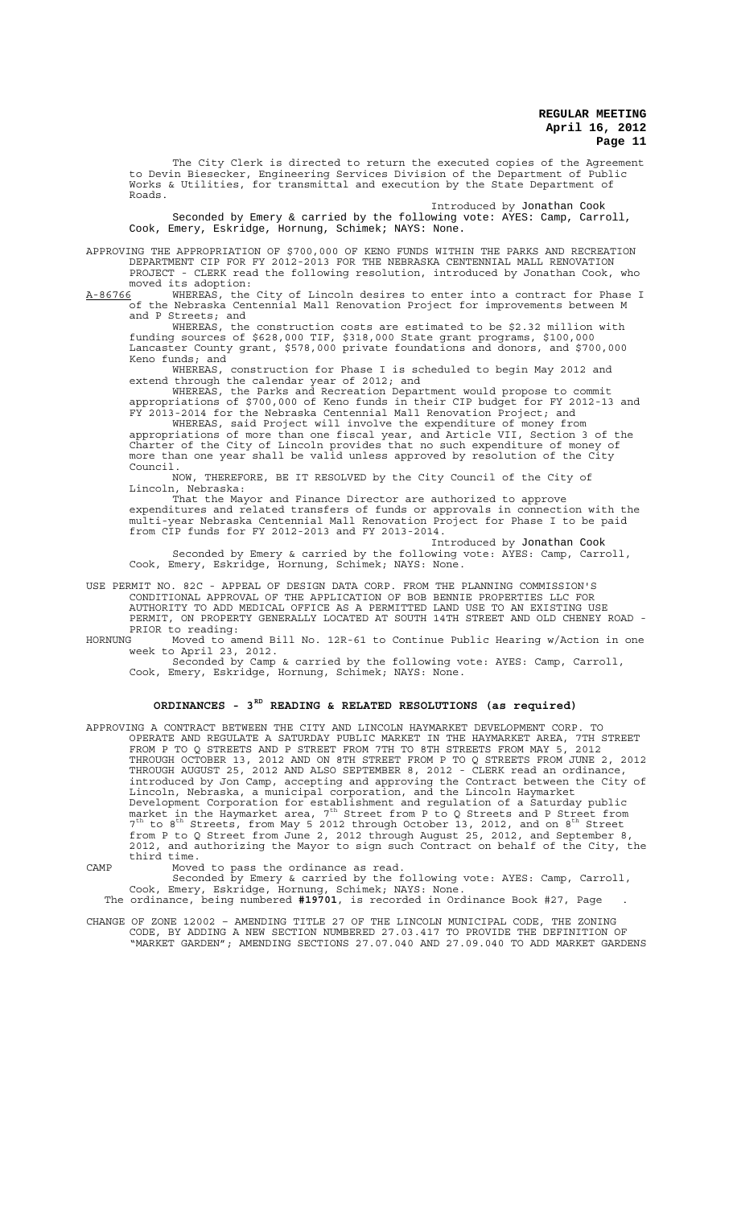The City Clerk is directed to return the executed copies of the Agreement to Devin Biesecker, Engineering Services Division of the Department of Public Works & Utilities, for transmittal and execution by the State Department of Roads.

Introduced by Jonathan Cook

Seconded by Emery & carried by the following vote: AYES: Camp, Carroll, Cook, Emery, Eskridge, Hornung, Schimek; NAYS: None.

APPROVING THE APPROPRIATION OF $700,000 OF KENO FUNDS WITHIN THE PARKS AND RECREATION DEPARTMENT CIP FOR FY 2012-2013 FOR THE NEBRASKA CENTENNIAL MALL RENOVATION PROJECT - CLERK read the following resolution, introduced by Jonathan Cook, who moved its adoption:

A-86766 WHEREAS, the City of Lincoln desires to enter into a contract for Phase I of the Nebraska Centennial Mall Renovation Project for improvements between M and P Streets; and

WHEREAS, the construction costs are estimated to be $2.32 million with funding sources of $628,000 TIF, $318,000 State grant programs, $100,000 Lancaster County grant, $578,000 private foundations and donors, and $700,000 Keno funds; and

WHEREAS, construction for Phase I is scheduled to begin May 2012 and extend through the calendar year of 2012; and

WHEREAS, the Parks and Recreation Department would propose to commit appropriations of $700,000 of Keno funds in their CIP budget for FY 2012-13 and FY 2013-2014 for the Nebraska Centennial Mall Renovation Project; and

WHEREAS, said Project will involve the expenditure of money from appropriations of more than one fiscal year, and Article VII, Section 3 of the Charter of the City of Lincoln provides that no such expenditure of money of more than one year shall be valid unless approved by resolution of the City Council.

NOW, THEREFORE, BE IT RESOLVED by the City Council of the City of Lincoln, Nebraska:

That the Mayor and Finance Director are authorized to approve expenditures and related transfers of funds or approvals in connection with the multi-year Nebraska Centennial Mall Renovation Project for Phase I to be paid from CIP funds for FY 2012-2013 and FY 2013-2014.

Introduced by Jonathan Cook

Seconded by Emery & carried by the following vote: AYES: Camp, Carroll, Cook, Emery, Eskridge, Hornung, Schimek; NAYS: None.

USE PERMIT NO. 82C - APPEAL OF DESIGN DATA CORP. FROM THE PLANNING COMMISSION'S CONDITIONAL APPROVAL OF THE APPLICATION OF BOB BENNIE PROPERTIES LLC FOR AUTHORITY TO ADD MEDICAL OFFICE AS A PERMITTED LAND USE TO AN EXISTING USE PERMIT, ON PROPERTY GENERALLY LOCATED AT SOUTH 14TH STREET AND OLD CHENEY ROAD - PRIOR to reading:

HORNUNG Moved to amend Bill No. 12R-61 to Continue Public Hearing w/Action in one week to April 23, 2012.

Seconded by Camp & carried by the following vote: AYES: Camp, Carroll, Cook, Emery, Eskridge, Hornung, Schimek; NAYS: None.

## ORDINANCES - 3RD READING & RELATED RESOLUTIONS (as required)

APPROVING A CONTRACT BETWEEN THE CITY AND LINCOLN HAYMARKET DEVELOPMENT CORP. TO OPERATE AND REGULATE A SATURDAY PUBLIC MARKET IN THE HAYMARKET AREA, 7TH STREET FROM P TO Q STREETS AND P STREET FROM 7TH TO 8TH STREETS FROM MAY 5, 2012 THROUGH OCTOBER 13, 2012 AND ON 8TH STREET FROM P TO Q STREETS FROM JUNE 2, 2012 THROUGH AUGUST 25, 2012 AND ALSO SEPTEMBER 8, 2012 - CLERK read an ordinance, introduced by Jon Camp, accepting and approving the Contract between the City of Lincoln, Nebraska, a municipal corporation, and the Lincoln Haymarket Development Corporation for establishment and regulation of a Saturday public market in the Haymarket area, 7th Street from P to Q Streets and P Street from 7th to 8th Streets, from May 5 2012 through October 13, 2012, and on 8th Street from P to Q Street from June 2, 2012 through August 25, 2012, and September 8, 2012, and authorizing the Mayor to sign such Contract on behalf of the City, the third time.

CAMP Moved to pass the ordinance as read.

Seconded by Emery & carried by the following vote: AYES: Camp, Carroll, Cook, Emery, Eskridge, Hornung, Schimek; NAYS: None.

The ordinance, being numbered **#19701**, is recorded in Ordinance Book #27, Page .

CHANGE OF ZONE 12002 – AMENDING TITLE 27 OF THE LINCOLN MUNICIPAL CODE, THE ZONING CODE, BY ADDING A NEW SECTION NUMBERED 27.03.417 TO PROVIDE THE DEFINITION OF "MARKET GARDEN"; AMENDING SECTIONS 27.07.040 AND 27.09.040 TO ADD MARKET GARDENS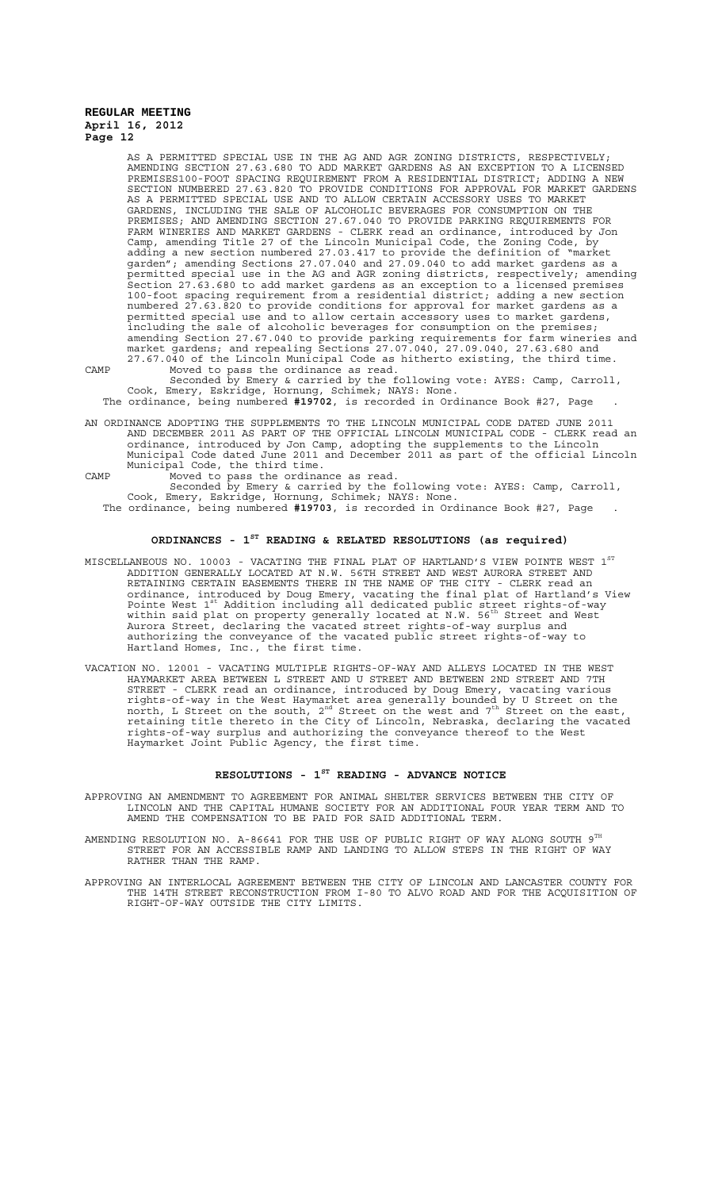AS A PERMITTED SPECIAL USE IN THE AG AND AGR ZONING DISTRICTS, RESPECTIVELY; AMENDING SECTION 27.63.680 TO ADD MARKET GARDENS AS AN EXCEPTION TO A LICENSED PREMISES100-FOOT SPACING REQUIREMENT FROM A RESIDENTIAL DISTRICT; ADDING A NEW SECTION NUMBERED 27.63.820 TO PROVIDE CONDITIONS FOR APPROVAL FOR MARKET GARDENS AS A PERMITTED SPECIAL USE AND TO ALLOW CERTAIN ACCESSORY USES TO MARKET GARDENS, INCLUDING THE SALE OF ALCOHOLIC BEVERAGES FOR CONSUMPTION ON THE PREMISES; AND AMENDING SECTION 27.67.040 TO PROVIDE PARKING REQUIREMENTS FOR FARM WINERIES AND MARKET GARDENS - CLERK read an ordinance, introduced by Jon Camp, amending Title 27 of the Lincoln Municipal Code, the Zoning Code, by adding a new section numbered 27.03.417 to provide the definition of "market garden"; amending Sections 27.07.040 and 27.09.040 to add market gardens as a permitted special use in the AG and AGR zoning districts, respectively; amending Section 27.63.680 to add market gardens as an exception to a licensed premises 100-foot spacing requirement from a residential district; adding a new section numbered 27.63.820 to provide conditions for approval for market gardens as a permitted special use and to allow certain accessory uses to market gardens, including the sale of alcoholic beverages for consumption on the premises; amending Section 27.67.040 to provide parking requirements for farm wineries and market gardens; and repealing Sections 27.07.040, 27.09.040, 27.63.680 and 27.67.040 of the Lincoln Municipal Code as hitherto existing, the third time.

CAMP Moved to pass the ordinance as read.

Seconded by Emery & carried by the following vote: AYES: Camp, Carroll, Cook, Emery, Eskridge, Hornung, Schimek; NAYS: None.

The ordinance, being numbered **#19702**, is recorded in Ordinance Book #27, Page .

AN ORDINANCE ADOPTING THE SUPPLEMENTS TO THE LINCOLN MUNICIPAL CODE DATED JUNE 2011 AND DECEMBER 2011 AS PART OF THE OFFICIAL LINCOLN MUNICIPAL CODE - CLERK read an ordinance, introduced by Jon Camp, adopting the supplements to the Lincoln Municipal Code dated June 2011 and December 2011 as part of the official Lincoln Municipal Code, the third time.

CAMP Moved to pass the ordinance as read.

Seconded by Emery & carried by the following vote: AYES: Camp, Carroll, Cook, Emery, Eskridge, Hornung, Schimek; NAYS: None.

The ordinance, being numbered **#19703**, is recorded in Ordinance Book #27, Page .

## ORDINANCES - 1ST READING & RELATED RESOLUTIONS (as required)

MISCELLANEOUS NO. 10003 - VACATING THE FINAL PLAT OF HARTLAND'S VIEW POINTE WEST 1ST ADDITION GENERALLY LOCATED AT N.W. 56TH STREET AND WEST AURORA STREET AND RETAINING CERTAIN EASEMENTS THERE IN THE NAME OF THE CITY - CLERK read an ordinance, introduced by Doug Emery, vacating the final plat of Hartland's View Pointe West 1st Addition including all dedicated public street rights-of-way within said plat on property generally located at N.W. 56th Street and West Aurora Street, declaring the vacated street rights-of-way surplus and authorizing the conveyance of the vacated public street rights-of-way to Hartland Homes, Inc., the first time.

VACATION NO. 12001 - VACATING MULTIPLE RIGHTS-OF-WAY AND ALLEYS LOCATED IN THE WEST HAYMARKET AREA BETWEEN L STREET AND U STREET AND BETWEEN 2ND STREET AND 7TH STREET - CLERK read an ordinance, introduced by Doug Emery, vacating various rights-of-way in the West Haymarket area generally bounded by U Street on the north, L Street on the south, 2nd Street on the west and 7th Street on the east, retaining title thereto in the City of Lincoln, Nebraska, declaring the vacated rights-of-way surplus and authorizing the conveyance thereof to the West Haymarket Joint Public Agency, the first time.

## RESOLUTIONS - 1ST READING - ADVANCE NOTICE

APPROVING AN AMENDMENT TO AGREEMENT FOR ANIMAL SHELTER SERVICES BETWEEN THE CITY OF LINCOLN AND THE CAPITAL HUMANE SOCIETY FOR AN ADDITIONAL FOUR YEAR TERM AND TO AMEND THE COMPENSATION TO BE PAID FOR SAID ADDITIONAL TERM.

AMENDING RESOLUTION NO. A-86641 FOR THE USE OF PUBLIC RIGHT OF WAY ALONG SOUTH 9TH STREET FOR AN ACCESSIBLE RAMP AND LANDING TO ALLOW STEPS IN THE RIGHT OF WAY RATHER THAN THE RAMP.

APPROVING AN INTERLOCAL AGREEMENT BETWEEN THE CITY OF LINCOLN AND LANCASTER COUNTY FOR THE 14TH STREET RECONSTRUCTION FROM I-80 TO ALVO ROAD AND FOR THE ACQUISITION OF RIGHT-OF-WAY OUTSIDE THE CITY LIMITS.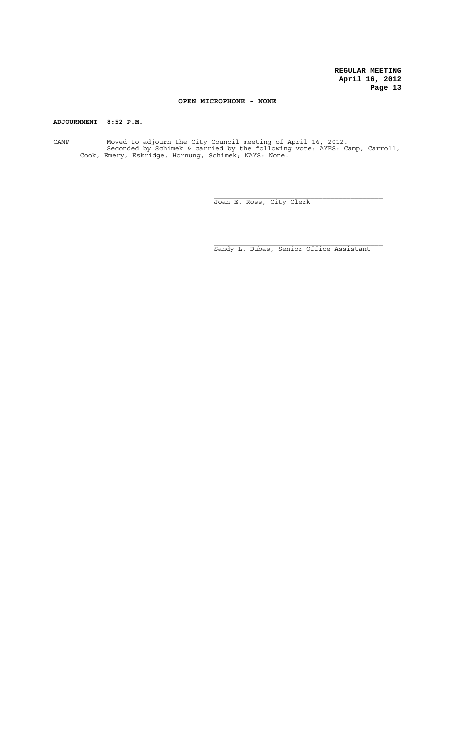**OPEN MICROPHONE - NONE**

**ADJOURNMENT 8:52 P.M.**

CAMP Moved to adjourn the City Council meeting of April 16, 2012.
Seconded by Schimek & carried by the following vote: AYES: Camp, Carroll, Cook, Emery, Eskridge, Hornung, Schimek; NAYS: None.

Joan E. Ross, City Clerk

Sandy L. Dubas, Senior Office Assistant